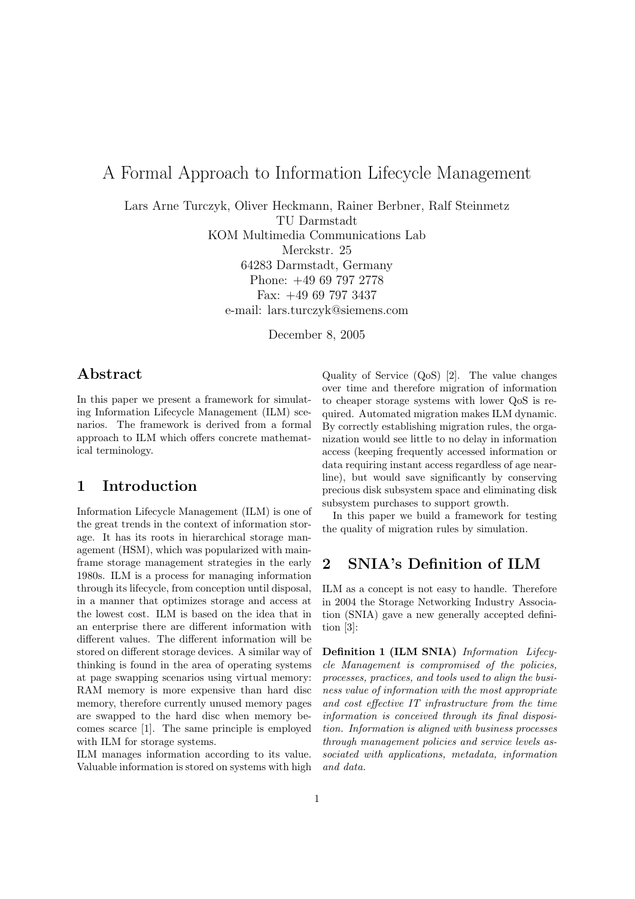# A Formal Approach to Information Lifecycle Management

Lars Arne Turczyk, Oliver Heckmann, Rainer Berbner, Ralf Steinmetz
TU Darmstadt
KOM Multimedia Communications Lab
Merckstr. 25
64283 Darmstadt, Germany
Phone: +49 69 797 2778
Fax: +49 69 797 3437
e-mail: lars.turczyk@siemens.com

December 8, 2005

## Abstract

In this paper we present a framework for simulating Information Lifecycle Management (ILM) scenarios. The framework is derived from a formal approach to ILM which offers concrete mathematical terminology.

## 1 Introduction

Information Lifecycle Management (ILM) is one of the great trends in the context of information storage. It has its roots in hierarchical storage management (HSM), which was popularized with mainframe storage management strategies in the early 1980s. ILM is a process for managing information through its lifecycle, from conception until disposal, in a manner that optimizes storage and access at the lowest cost. ILM is based on the idea that in an enterprise there are different information with different values. The different information will be stored on different storage devices. A similar way of thinking is found in the area of operating systems at page swapping scenarios using virtual memory: RAM memory is more expensive than hard disc memory, therefore currently unused memory pages are swapped to the hard disc when memory becomes scarce [1]. The same principle is employed with ILM for storage systems.

ILM manages information according to its value. Valuable information is stored on systems with high Quality of Service (QoS) [2]. The value changes over time and therefore migration of information to cheaper storage systems with lower QoS is required. Automated migration makes ILM dynamic. By correctly establishing migration rules, the organization would see little to no delay in information access (keeping frequently accessed information or data requiring instant access regardless of age nearline), but would save significantly by conserving precious disk subsystem space and eliminating disk subsystem purchases to support growth.

In this paper we build a framework for testing the quality of migration rules by simulation.

## 2 SNIA's Definition of ILM

ILM as a concept is not easy to handle. Therefore in 2004 the Storage Networking Industry Association (SNIA) gave a new generally accepted definition [3]:

**Definition 1 (ILM SNIA)** *Information Lifecycle Management is compromised of the policies, processes, practices, and tools used to align the business value of information with the most appropriate and cost effective IT infrastructure from the time information is conceived through its final disposition. Information is aligned with business processes through management policies and service levels associated with applications, metadata, information and data.*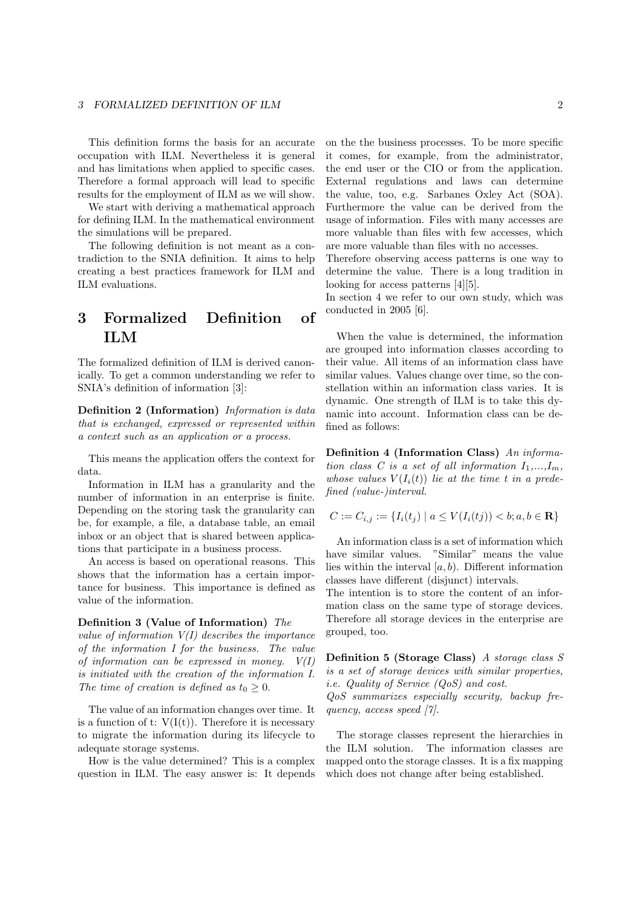This definition forms the basis for an accurate occupation with ILM. Nevertheless it is general and has limitations when applied to specific cases. Therefore a formal approach will lead to specific results for the employment of ILM as we will show.

We start with deriving a mathematical approach for defining ILM. In the mathematical environment the simulations will be prepared.

The following definition is not meant as a contradiction to the SNIA definition. It aims to help creating a best practices framework for ILM and ILM evaluations.

## 3 Formalized Definition of ILM

The formalized definition of ILM is derived canonically. To get a common understanding we refer to SNIA's definition of information [3]:

**Definition 2 (Information)** *Information is data that is exchanged, expressed or represented within a context such as an application or a process.*

This means the application offers the context for data.

Information in ILM has a granularity and the number of information in an enterprise is finite. Depending on the storing task the granularity can be, for example, a file, a database table, an email inbox or an object that is shared between applications that participate in a business process.

An access is based on operational reasons. This shows that the information has a certain importance for business. This importance is defined as value of the information.

**Definition 3 (Value of Information)** *The value of information V(I) describes the importance of the information I for the business. The value of information can be expressed in money. V(I) is initiated with the creation of the information I. The time of creation is defined as $t_0 \geq 0$.*

The value of an information changes over time. It is a function of t: V(I(t)). Therefore it is necessary to migrate the information during its lifecycle to adequate storage systems.

How is the value determined? This is a complex question in ILM. The easy answer is: It depends on the the business processes. To be more specific it comes, for example, from the administrator, the end user or the CIO or from the application. External regulations and laws can determine the value, too, e.g. Sarbanes Oxley Act (SOA). Furthermore the value can be derived from the usage of information. Files with many accesses are more valuable than files with few accesses, which are more valuable than files with no accesses.
Therefore observing access patterns is one way to determine the value. There is a long tradition in looking for access patterns [4][5].
In section 4 we refer to our own study, which was conducted in 2005 [6].

When the value is determined, the information are grouped into information classes according to their value. All items of an information class have similar values. Values change over time, so the constellation within an information class varies. It is dynamic. One strength of ILM is to take this dynamic into account. Information class can be defined as follows:

**Definition 4 (Information Class)** *An information class C is a set of all information $I_1$,...,$I_m$, whose values $V(I_i(t))$ lie at the time t in a predefined (value-)interval.*

$$C := C_{i,j} := \{I_i(t_j) \mid a \leq V(I_i(tj)) < b; a, b \in \mathbf{R}\}$$

An information class is a set of information which have similar values. "Similar" means the value lies within the interval $[a, b)$. Different information classes have different (disjunct) intervals.
The intention is to store the content of an information class on the same type of storage devices. Therefore all storage devices in the enterprise are grouped, too.

**Definition 5 (Storage Class)** *A storage class S is a set of storage devices with similar properties, i.e. Quality of Service (QoS) and cost.*
*QoS summarizes especially security, backup frequency, access speed [7].*

The storage classes represent the hierarchies in the ILM solution. The information classes are mapped onto the storage classes. It is a fix mapping which does not change after being established.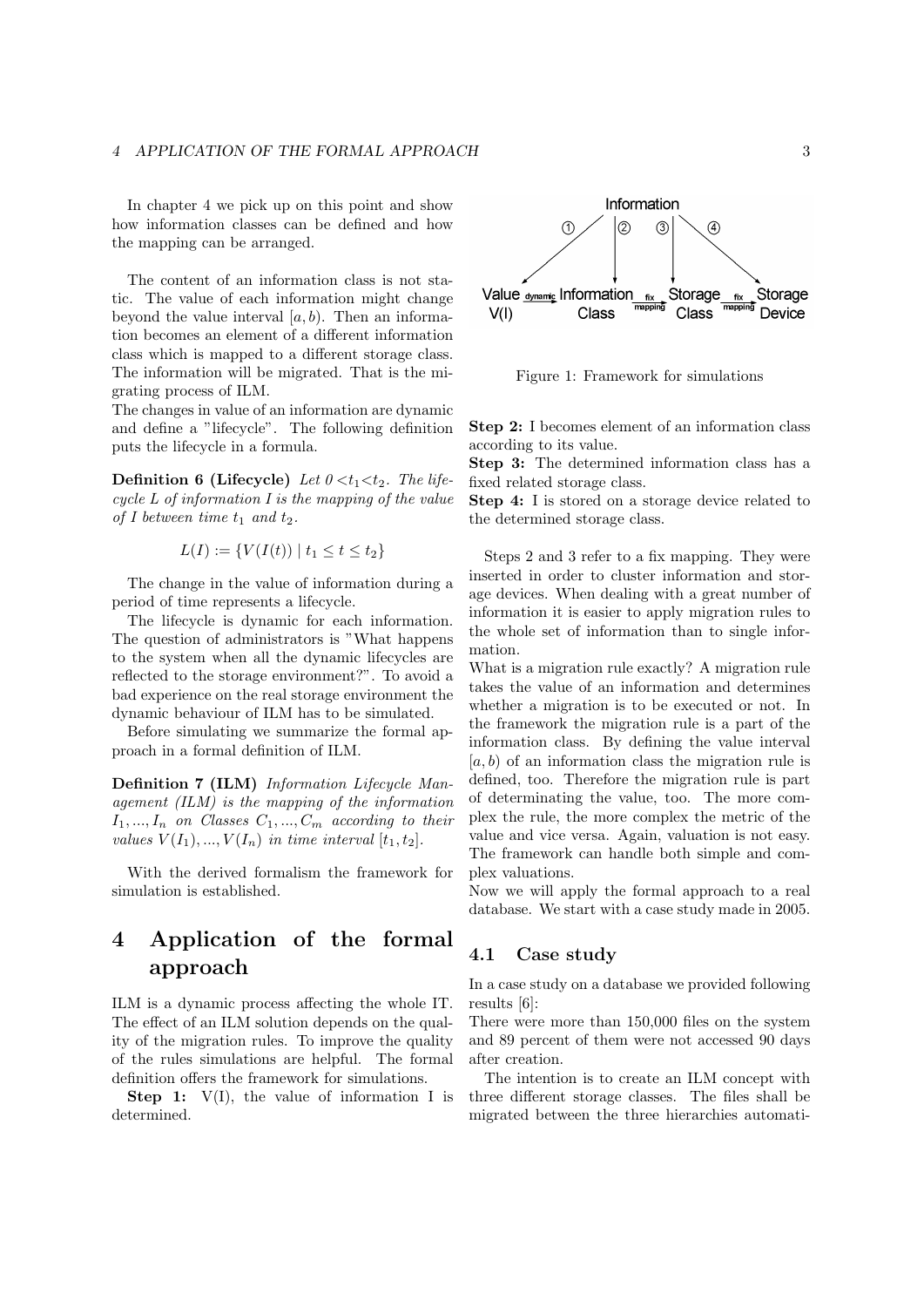In chapter 4 we pick up on this point and show how information classes can be defined and how the mapping can be arranged.

The content of an information class is not static. The value of each information might change beyond the value interval $[a, b)$. Then an information becomes an element of a different information class which is mapped to a different storage class. The information will be migrated. That is the migrating process of ILM.

The changes in value of an information are dynamic and define a "lifecycle". The following definition puts the lifecycle in a formula.

**Definition 6 (Lifecycle)** *Let $0 < t_1 < t_2$. The lifecycle L of information I is the mapping of the value of I between time $t_1$ and $t_2$.*

$$L(I) := \{V(I(t)) \mid t_1 \leq t \leq t_2\}$$

The change in the value of information during a period of time represents a lifecycle.

The lifecycle is dynamic for each information. The question of administrators is "What happens to the system when all the dynamic lifecycles are reflected to the storage environment?". To avoid a bad experience on the real storage environment the dynamic behaviour of ILM has to be simulated.

Before simulating we summarize the formal approach in a formal definition of ILM.

**Definition 7 (ILM)** *Information Lifecycle Management (ILM) is the mapping of the information $I_1, ..., I_n$ on Classes $C_1, ..., C_m$ according to their values $V(I_1), ..., V(I_n)$ in time interval $[t_1, t_2]$.*

With the derived formalism the framework for simulation is established.

# 4 Application of the formal approach

ILM is a dynamic process affecting the whole IT. The effect of an ILM solution depends on the quality of the migration rules. To improve the quality of the rules simulations are helpful. The formal definition offers the framework for simulations.

**Step 1:** V(I), the value of information I is determined.

Figure 1: Framework for simulations

**Step 2:** I becomes element of an information class according to its value.
**Step 3:** The determined information class has a fixed related storage class.
**Step 4:** I is stored on a storage device related to the determined storage class.

Steps 2 and 3 refer to a fix mapping. They were inserted in order to cluster information and storage devices. When dealing with a great number of information it is easier to apply migration rules to the whole set of information than to single information.

What is a migration rule exactly? A migration rule takes the value of an information and determines whether a migration is to be executed or not. In the framework the migration rule is a part of the information class. By defining the value interval $[a, b)$ of an information class the migration rule is defined, too. Therefore the migration rule is part of determinating the value, too. The more complex the rule, the more complex the metric of the value and vice versa. Again, valuation is not easy. The framework can handle both simple and complex valuations.

Now we will apply the formal approach to a real database. We start with a case study made in 2005.

## 4.1 Case study

In a case study on a database we provided following results [6]:

There were more than 150,000 files on the system and 89 percent of them were not accessed 90 days after creation.

The intention is to create an ILM concept with three different storage classes. The files shall be migrated between the three hierarchies automati-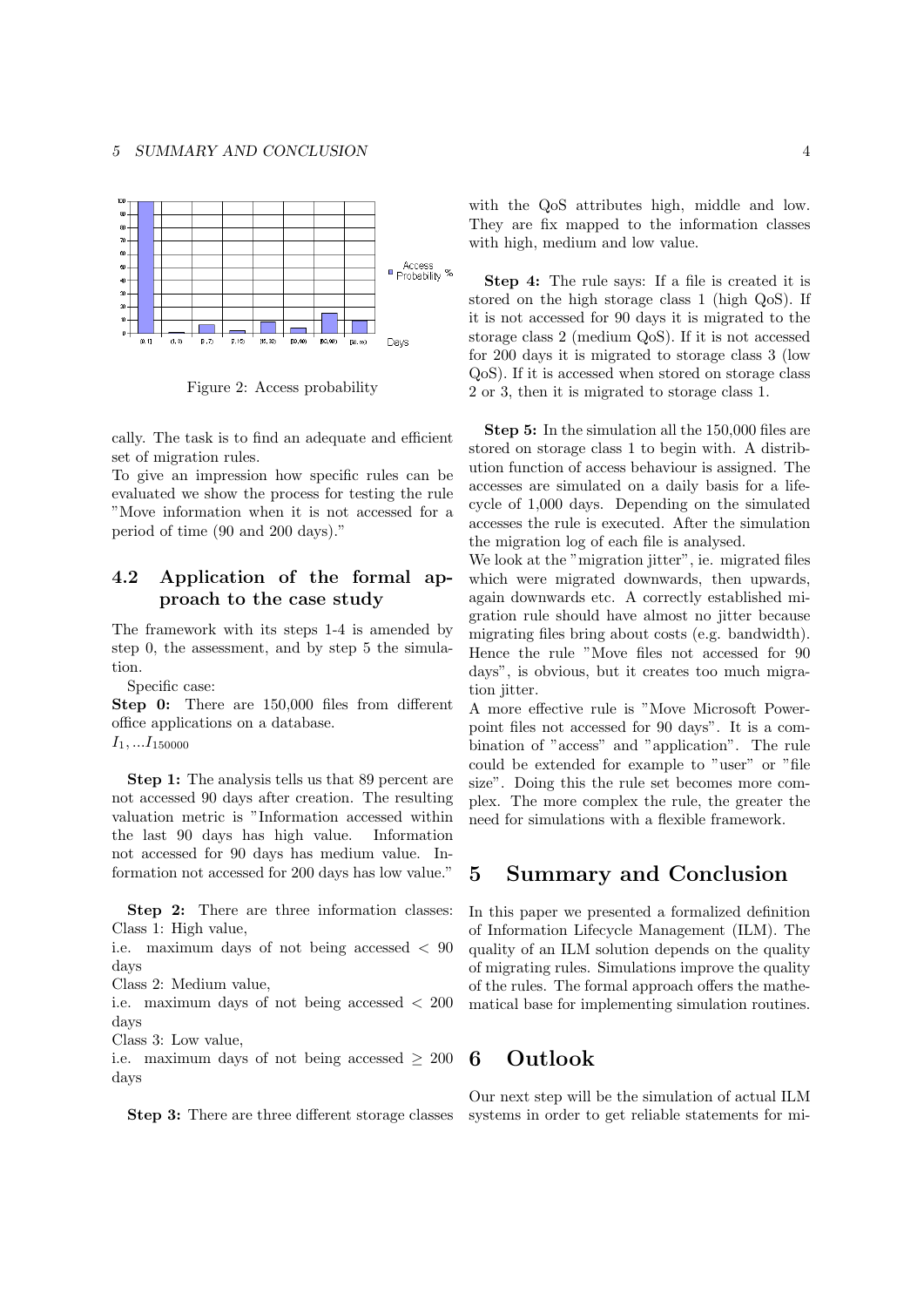Figure 2: Access probability

cally. The task is to find an adequate and efficient set of migration rules.

To give an impression how specific rules can be evaluated we show the process for testing the rule "Move information when it is not accessed for a period of time (90 and 200 days)."

### 4.2 Application of the formal approach to the case study

The framework with its steps 1-4 is amended by step 0, the assessment, and by step 5 the simulation.

Specific case:

**Step 0:** There are 150,000 files from different office applications on a database.
$I_1, ...I_{150000}$

**Step 1:** The analysis tells us that 89 percent are not accessed 90 days after creation. The resulting valuation metric is "Information accessed within the last 90 days has high value. Information not accessed for 90 days has medium value. Information not accessed for 200 days has low value."

**Step 2:** There are three information classes:
Class 1: High value,
i.e. maximum days of not being accessed $< 90$ days
Class 2: Medium value,
i.e. maximum days of not being accessed $< 200$ days
Class 3: Low value,
i.e. maximum days of not being accessed $\geq 200$ days

**Step 3:** There are three different storage classes with the QoS attributes high, middle and low. They are fix mapped to the information classes with high, medium and low value.

**Step 4:** The rule says: If a file is created it is stored on the high storage class 1 (high QoS). If it is not accessed for 90 days it is migrated to the storage class 2 (medium QoS). If it is not accessed for 200 days it is migrated to storage class 3 (low QoS). If it is accessed when stored on storage class 2 or 3, then it is migrated to storage class 1.

**Step 5:** In the simulation all the 150,000 files are stored on storage class 1 to begin with. A distribution function of access behaviour is assigned. The accesses are simulated on a daily basis for a lifecycle of 1,000 days. Depending on the simulated accesses the rule is executed. After the simulation the migration log of each file is analysed.

We look at the "migration jitter", ie. migrated files which were migrated downwards, then upwards, again downwards etc. A correctly established migration rule should have almost no jitter because migrating files bring about costs (e.g. bandwidth). Hence the rule "Move files not accessed for 90 days", is obvious, but it creates too much migration jitter.

A more effective rule is "Move Microsoft Powerpoint files not accessed for 90 days". It is a combination of "access" and "application". The rule could be extended for example to "user" or "file size". Doing this the rule set becomes more complex. The more complex the rule, the greater the need for simulations with a flexible framework.

## 5 Summary and Conclusion

In this paper we presented a formalized definition of Information Lifecycle Management (ILM). The quality of an ILM solution depends on the quality of migrating rules. Simulations improve the quality of the rules. The formal approach offers the mathematical base for implementing simulation routines.

## 6 Outlook

Our next step will be the simulation of actual ILM systems in order to get reliable statements for mi-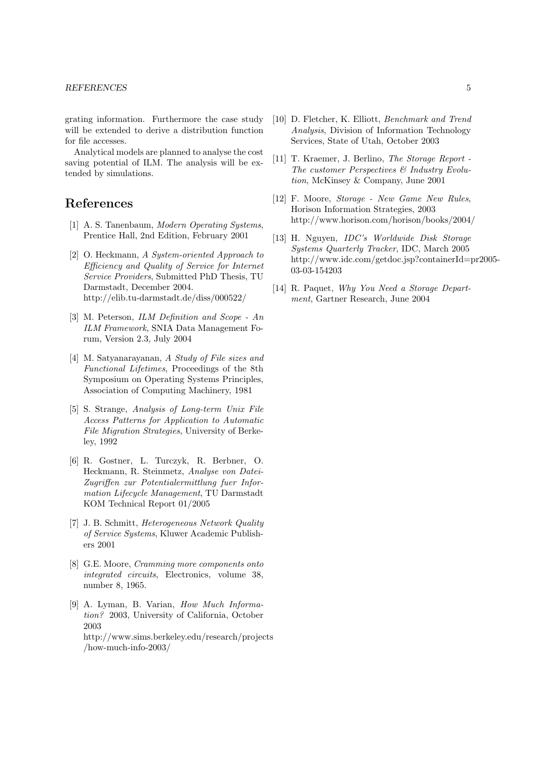grating information. Furthermore the case study will be extended to derive a distribution function for file accesses.

Analytical models are planned to analyse the cost saving potential of ILM. The analysis will be extended by simulations.

# References

[1] A. S. Tanenbaum, *Modern Operating Systems*, Prentice Hall, 2nd Edition, February 2001

[2] O. Heckmann, *A System-oriented Approach to Efficiency and Quality of Service for Internet Service Providers*, Submitted PhD Thesis, TU Darmstadt, December 2004. http://elib.tu-darmstadt.de/diss/000522/

[3] M. Peterson, *ILM Definition and Scope - An ILM Framework*, SNIA Data Management Forum, Version 2.3, July 2004

[4] M. Satyanarayanan, *A Study of File sizes and Functional Lifetimes*, Proceedings of the 8th Symposium on Operating Systems Principles, Association of Computing Machinery, 1981

[5] S. Strange, *Analysis of Long-term Unix File Access Patterns for Application to Automatic File Migration Strategies*, University of Berkeley, 1992

[6] R. Gostner, L. Turczyk, R. Berbner, O. Heckmann, R. Steinmetz, *Analyse von Datei-Zugriffen zur Potentialermittlung fuer Information Lifecycle Management*, TU Darmstadt KOM Technical Report 01/2005

[7] J. B. Schmitt, *Heterogeneous Network Quality of Service Systems*, Kluwer Academic Publishers 2001

[8] G.E. Moore, *Cramming more components onto integrated circuits*, Electronics, volume 38, number 8, 1965.

[9] A. Lyman, B. Varian, *How Much Information?* 2003, University of California, October 2003 http://www.sims.berkeley.edu/research/projects/how-much-info-2003/

[10] D. Fletcher, K. Elliott, *Benchmark and Trend Analysis*, Division of Information Technology Services, State of Utah, October 2003

[11] T. Kraemer, J. Berlino, *The Storage Report - The customer Perspectives & Industry Evolution*, McKinsey & Company, June 2001

[12] F. Moore, *Storage - New Game New Rules*, Horison Information Strategies, 2003 http://www.horison.com/horison/books/2004/

[13] H. Nguyen, *IDC's Worldwide Disk Storage Systems Quarterly Tracker*, IDC, March 2005 http://www.idc.com/getdoc.jsp?containerId=pr2005-03-03-154203

[14] R. Paquet, *Why You Need a Storage Department*, Gartner Research, June 2004